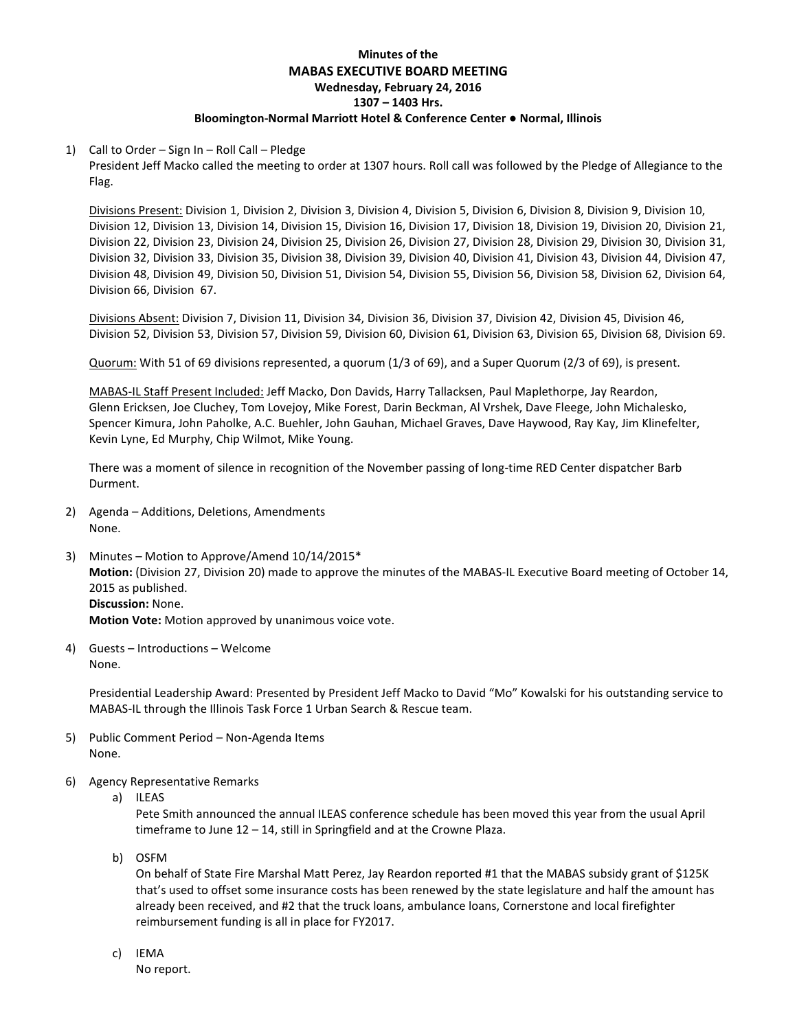**Minutes of the**

# MABAS EXECUTIVE BOARD MEETING

**Wednesday, February 24, 2016**

**1307 – 1403 Hrs.**

**Bloomington-Normal Marriott Hotel & Conference Center ● Normal, Illinois**

1) Call to Order – Sign In – Roll Call – Pledge
   President Jeff Macko called the meeting to order at 1307 hours. Roll call was followed by the Pledge of Allegiance to the Flag.

   Divisions Present: Division 1, Division 2, Division 3, Division 4, Division 5, Division 6, Division 8, Division 9, Division 10, Division 12, Division 13, Division 14, Division 15, Division 16, Division 17, Division 18, Division 19, Division 20, Division 21, Division 22, Division 23, Division 24, Division 25, Division 26, Division 27, Division 28, Division 29, Division 30, Division 31, Division 32, Division 33, Division 35, Division 38, Division 39, Division 40, Division 41, Division 43, Division 44, Division 47, Division 48, Division 49, Division 50, Division 51, Division 54, Division 55, Division 56, Division 58, Division 62, Division 64, Division 66, Division 67.

   Divisions Absent: Division 7, Division 11, Division 34, Division 36, Division 37, Division 42, Division 45, Division 46, Division 52, Division 53, Division 57, Division 59, Division 60, Division 61, Division 63, Division 65, Division 68, Division 69.

   Quorum: With 51 of 69 divisions represented, a quorum (1/3 of 69), and a Super Quorum (2/3 of 69), is present.

   MABAS-IL Staff Present Included: Jeff Macko, Don Davids, Harry Tallacksen, Paul Maplethorpe, Jay Reardon, Glenn Ericksen, Joe Cluchey, Tom Lovejoy, Mike Forest, Darin Beckman, Al Vrshek, Dave Fleege, John Michalesko, Spencer Kimura, John Paholke, A.C. Buehler, John Gauhan, Michael Graves, Dave Haywood, Ray Kay, Jim Klinefelter, Kevin Lyne, Ed Murphy, Chip Wilmot, Mike Young.

   There was a moment of silence in recognition of the November passing of long-time RED Center dispatcher Barb Durment.

2) Agenda – Additions, Deletions, Amendments
   None.

3) Minutes – Motion to Approve/Amend 10/14/2015*
   **Motion:** (Division 27, Division 20) made to approve the minutes of the MABAS-IL Executive Board meeting of October 14, 2015 as published.
   **Discussion:** None.
   **Motion Vote:** Motion approved by unanimous voice vote.

4) Guests – Introductions – Welcome
   None.

   Presidential Leadership Award: Presented by President Jeff Macko to David "Mo" Kowalski for his outstanding service to MABAS-IL through the Illinois Task Force 1 Urban Search & Rescue team.

5) Public Comment Period – Non-Agenda Items
   None.

6) Agency Representative Remarks
   a) ILEAS
      Pete Smith announced the annual ILEAS conference schedule has been moved this year from the usual April timeframe to June 12 – 14, still in Springfield and at the Crowne Plaza.

   b) OSFM
      On behalf of State Fire Marshal Matt Perez, Jay Reardon reported #1 that the MABAS subsidy grant of $125K that's used to offset some insurance costs has been renewed by the state legislature and half the amount has already been received, and #2 that the truck loans, ambulance loans, Cornerstone and local firefighter reimbursement funding is all in place for FY2017.

   c) IEMA
      No report.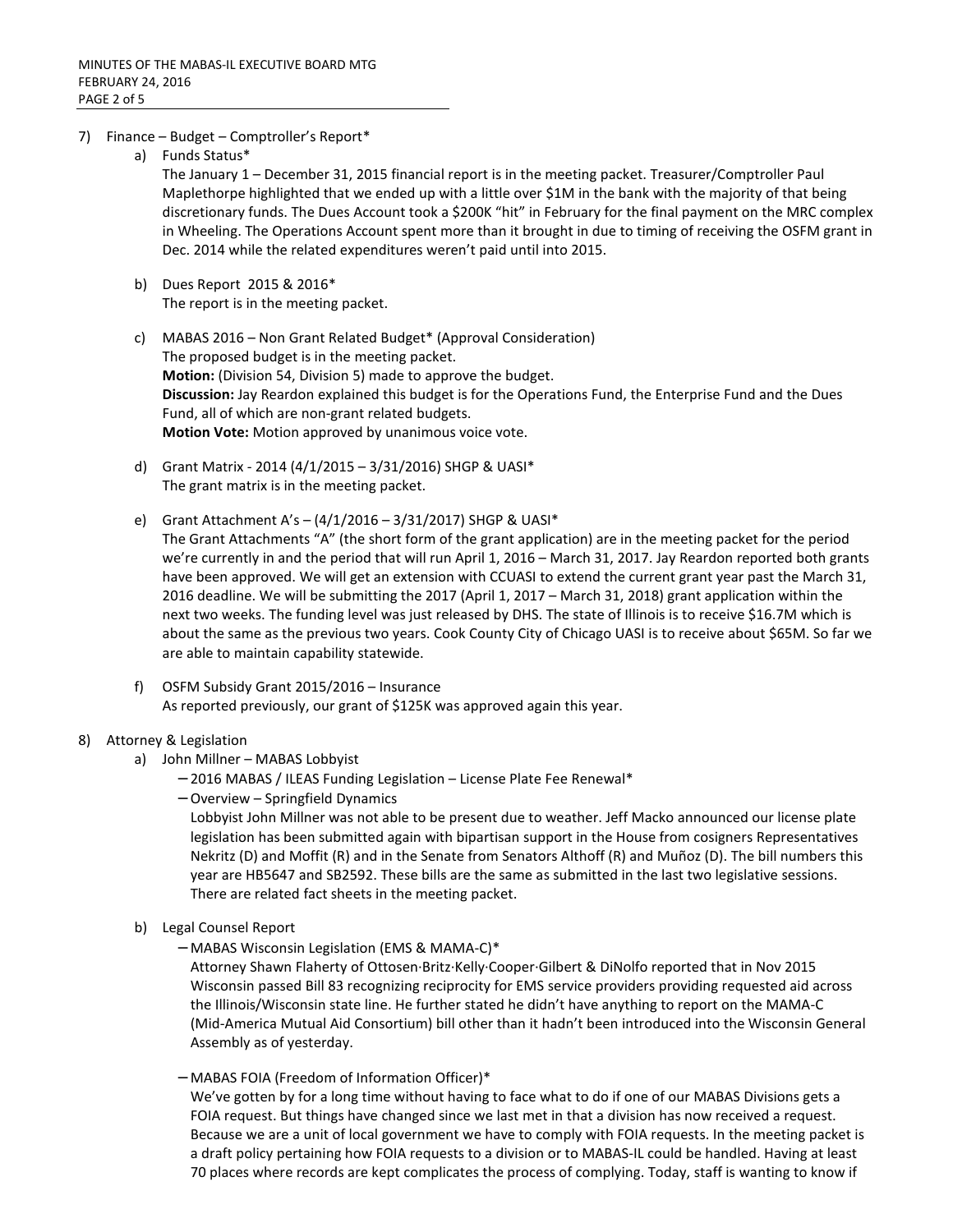7) Finance – Budget – Comptroller's Report*

   a) Funds Status*

      The January 1 – December 31, 2015 financial report is in the meeting packet. Treasurer/Comptroller Paul Maplethorpe highlighted that we ended up with a little over $1M in the bank with the majority of that being discretionary funds. The Dues Account took a $200K "hit" in February for the final payment on the MRC complex in Wheeling. The Operations Account spent more than it brought in due to timing of receiving the OSFM grant in Dec. 2014 while the related expenditures weren't paid until into 2015.

   b) Dues Report 2015 & 2016*

      The report is in the meeting packet.

   c) MABAS 2016 – Non Grant Related Budget* (Approval Consideration)

      The proposed budget is in the meeting packet.

      **Motion:** (Division 54, Division 5) made to approve the budget.

      **Discussion:** Jay Reardon explained this budget is for the Operations Fund, the Enterprise Fund and the Dues Fund, all of which are non-grant related budgets.

      **Motion Vote:** Motion approved by unanimous voice vote.

   d) Grant Matrix - 2014 (4/1/2015 – 3/31/2016) SHGP & UASI*

      The grant matrix is in the meeting packet.

   e) Grant Attachment A's – (4/1/2016 – 3/31/2017) SHGP & UASI*

      The Grant Attachments "A" (the short form of the grant application) are in the meeting packet for the period we're currently in and the period that will run April 1, 2016 – March 31, 2017. Jay Reardon reported both grants have been approved. We will get an extension with CCUASI to extend the current grant year past the March 31, 2016 deadline. We will be submitting the 2017 (April 1, 2017 – March 31, 2018) grant application within the next two weeks. The funding level was just released by DHS. The state of Illinois is to receive $16.7M which is about the same as the previous two years. Cook County City of Chicago UASI is to receive about $65M. So far we are able to maintain capability statewide.

   f) OSFM Subsidy Grant 2015/2016 – Insurance

      As reported previously, our grant of $125K was approved again this year.

8) Attorney & Legislation

   a) John Millner – MABAS Lobbyist

      – 2016 MABAS / ILEAS Funding Legislation – License Plate Fee Renewal*

      – Overview – Springfield Dynamics

      Lobbyist John Millner was not able to be present due to weather. Jeff Macko announced our license plate legislation has been submitted again with bipartisan support in the House from cosigners Representatives Nekritz (D) and Moffit (R) and in the Senate from Senators Althoff (R) and Muñoz (D). The bill numbers this year are HB5647 and SB2592. These bills are the same as submitted in the last two legislative sessions. There are related fact sheets in the meeting packet.

   b) Legal Counsel Report

      – MABAS Wisconsin Legislation (EMS & MAMA-C)*

      Attorney Shawn Flaherty of Ottosen·Britz·Kelly·Cooper·Gilbert & DiNolfo reported that in Nov 2015 Wisconsin passed Bill 83 recognizing reciprocity for EMS service providers providing requested aid across the Illinois/Wisconsin state line. He further stated he didn't have anything to report on the MAMA-C (Mid-America Mutual Aid Consortium) bill other than it hadn't been introduced into the Wisconsin General Assembly as of yesterday.

      – MABAS FOIA (Freedom of Information Officer)*

      We've gotten by for a long time without having to face what to do if one of our MABAS Divisions gets a FOIA request. But things have changed since we last met in that a division has now received a request. Because we are a unit of local government we have to comply with FOIA requests. In the meeting packet is a draft policy pertaining how FOIA requests to a division or to MABAS-IL could be handled. Having at least 70 places where records are kept complicates the process of complying. Today, staff is wanting to know if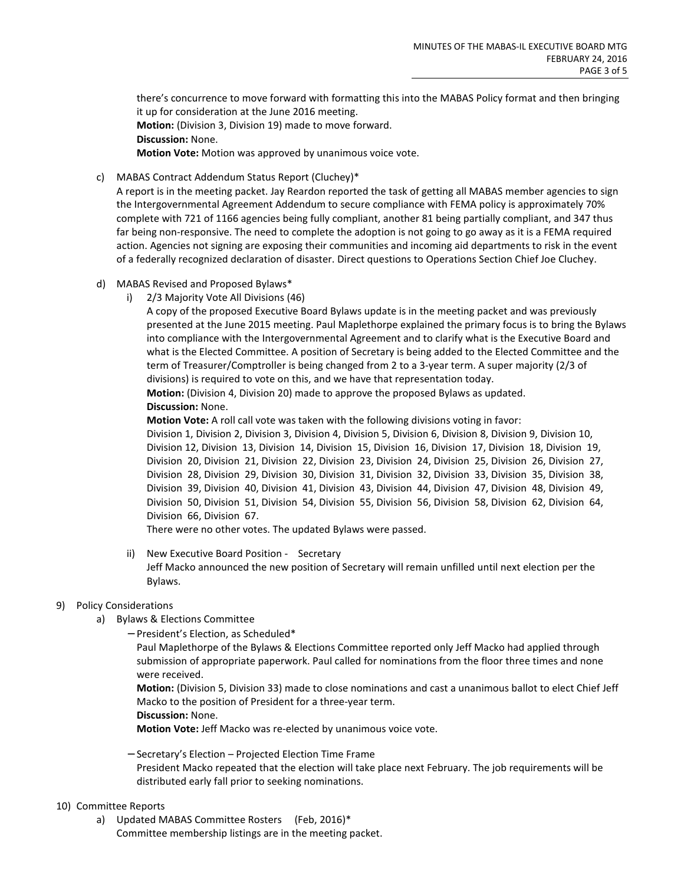there's concurrence to move forward with formatting this into the MABAS Policy format and then bringing it up for consideration at the June 2016 meeting.
**Motion:** (Division 3, Division 19) made to move forward.
**Discussion:** None.
**Motion Vote:** Motion was approved by unanimous voice vote.

c) MABAS Contract Addendum Status Report (Cluchey)*
A report is in the meeting packet. Jay Reardon reported the task of getting all MABAS member agencies to sign the Intergovernmental Agreement Addendum to secure compliance with FEMA policy is approximately 70% complete with 721 of 1166 agencies being fully compliant, another 81 being partially compliant, and 347 thus far being non-responsive. The need to complete the adoption is not going to go away as it is a FEMA required action. Agencies not signing are exposing their communities and incoming aid departments to risk in the event of a federally recognized declaration of disaster. Direct questions to Operations Section Chief Joe Cluchey.

d) MABAS Revised and Proposed Bylaws*
   i) 2/3 Majority Vote All Divisions (46)
   A copy of the proposed Executive Board Bylaws update is in the meeting packet and was previously presented at the June 2015 meeting. Paul Maplethorpe explained the primary focus is to bring the Bylaws into compliance with the Intergovernmental Agreement and to clarify what is the Executive Board and what is the Elected Committee. A position of Secretary is being added to the Elected Committee and the term of Treasurer/Comptroller is being changed from 2 to a 3-year term. A super majority (2/3 of divisions) is required to vote on this, and we have that representation today.
   **Motion:** (Division 4, Division 20) made to approve the proposed Bylaws as updated.
   **Discussion:** None.
   **Motion Vote:** A roll call vote was taken with the following divisions voting in favor:
   Division 1, Division 2, Division 3, Division 4, Division 5, Division 6, Division 8, Division 9, Division 10, Division 12, Division 13, Division 14, Division 15, Division 16, Division 17, Division 18, Division 19, Division 20, Division 21, Division 22, Division 23, Division 24, Division 25, Division 26, Division 27, Division 28, Division 29, Division 30, Division 31, Division 32, Division 33, Division 35, Division 38, Division 39, Division 40, Division 41, Division 43, Division 44, Division 47, Division 48, Division 49, Division 50, Division 51, Division 54, Division 55, Division 56, Division 58, Division 62, Division 64, Division 66, Division 67.
   There were no other votes. The updated Bylaws were passed.

   ii) New Executive Board Position - Secretary
   Jeff Macko announced the new position of Secretary will remain unfilled until next election per the Bylaws.

9) Policy Considerations
   a) Bylaws & Elections Committee
      – President's Election, as Scheduled*
      Paul Maplethorpe of the Bylaws & Elections Committee reported only Jeff Macko had applied through submission of appropriate paperwork. Paul called for nominations from the floor three times and none were received.
      **Motion:** (Division 5, Division 33) made to close nominations and cast a unanimous ballot to elect Chief Jeff Macko to the position of President for a three-year term.
      **Discussion:** None.
      **Motion Vote:** Jeff Macko was re-elected by unanimous voice vote.

      – Secretary's Election – Projected Election Time Frame
      President Macko repeated that the election will take place next February. The job requirements will be distributed early fall prior to seeking nominations.

10) Committee Reports
   a) Updated MABAS Committee Rosters (Feb, 2016)*
   Committee membership listings are in the meeting packet.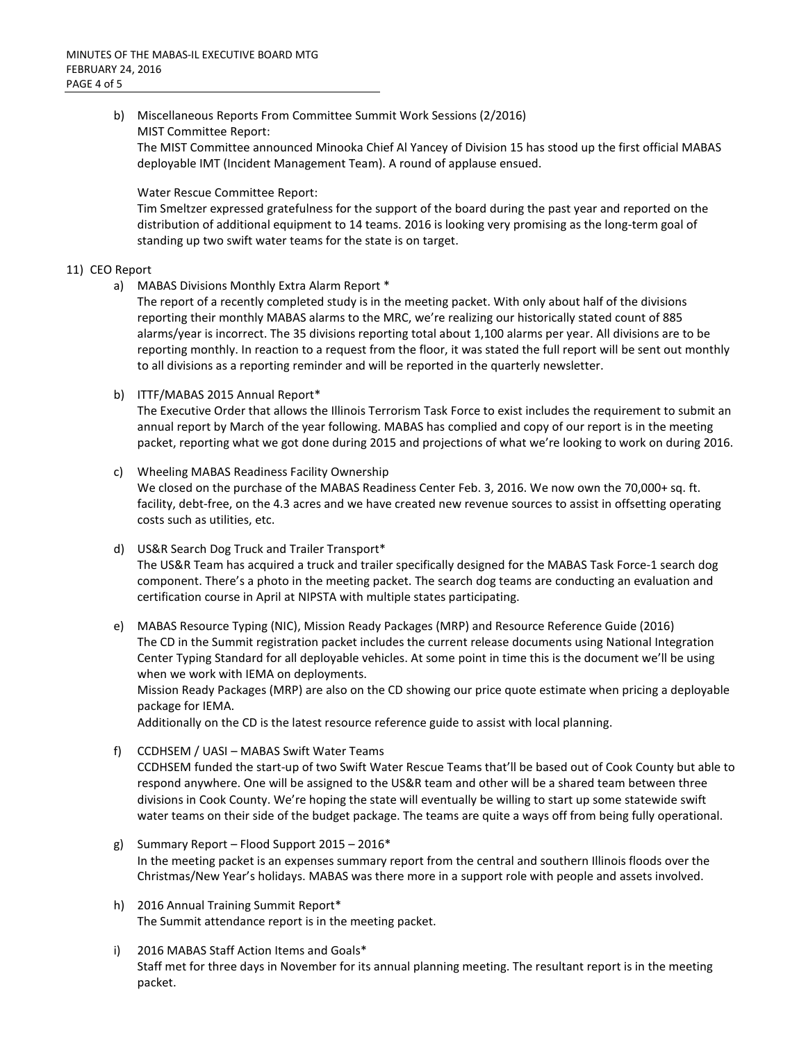b) Miscellaneous Reports From Committee Summit Work Sessions (2/2016)
MIST Committee Report:
The MIST Committee announced Minooka Chief Al Yancey of Division 15 has stood up the first official MABAS deployable IMT (Incident Management Team). A round of applause ensued.

Water Rescue Committee Report:
Tim Smeltzer expressed gratefulness for the support of the board during the past year and reported on the distribution of additional equipment to 14 teams. 2016 is looking very promising as the long-term goal of standing up two swift water teams for the state is on target.

11) CEO Report

a) MABAS Divisions Monthly Extra Alarm Report *
The report of a recently completed study is in the meeting packet. With only about half of the divisions reporting their monthly MABAS alarms to the MRC, we're realizing our historically stated count of 885 alarms/year is incorrect. The 35 divisions reporting total about 1,100 alarms per year. All divisions are to be reporting monthly. In reaction to a request from the floor, it was stated the full report will be sent out monthly to all divisions as a reporting reminder and will be reported in the quarterly newsletter.

b) ITTF/MABAS 2015 Annual Report*
The Executive Order that allows the Illinois Terrorism Task Force to exist includes the requirement to submit an annual report by March of the year following. MABAS has complied and copy of our report is in the meeting packet, reporting what we got done during 2015 and projections of what we're looking to work on during 2016.

c) Wheeling MABAS Readiness Facility Ownership
We closed on the purchase of the MABAS Readiness Center Feb. 3, 2016. We now own the 70,000+ sq. ft. facility, debt-free, on the 4.3 acres and we have created new revenue sources to assist in offsetting operating costs such as utilities, etc.

d) US&R Search Dog Truck and Trailer Transport*
The US&R Team has acquired a truck and trailer specifically designed for the MABAS Task Force-1 search dog component. There's a photo in the meeting packet. The search dog teams are conducting an evaluation and certification course in April at NIPSTA with multiple states participating.

e) MABAS Resource Typing (NIC), Mission Ready Packages (MRP) and Resource Reference Guide (2016)
The CD in the Summit registration packet includes the current release documents using National Integration Center Typing Standard for all deployable vehicles. At some point in time this is the document we'll be using when we work with IEMA on deployments.
Mission Ready Packages (MRP) are also on the CD showing our price quote estimate when pricing a deployable package for IEMA.
Additionally on the CD is the latest resource reference guide to assist with local planning.

f) CCDHSEM / UASI – MABAS Swift Water Teams
CCDHSEM funded the start-up of two Swift Water Rescue Teams that'll be based out of Cook County but able to respond anywhere. One will be assigned to the US&R team and other will be a shared team between three divisions in Cook County. We're hoping the state will eventually be willing to start up some statewide swift water teams on their side of the budget package. The teams are quite a ways off from being fully operational.

g) Summary Report – Flood Support 2015 – 2016*
In the meeting packet is an expenses summary report from the central and southern Illinois floods over the Christmas/New Year's holidays. MABAS was there more in a support role with people and assets involved.

h) 2016 Annual Training Summit Report*
The Summit attendance report is in the meeting packet.

i) 2016 MABAS Staff Action Items and Goals*
Staff met for three days in November for its annual planning meeting. The resultant report is in the meeting packet.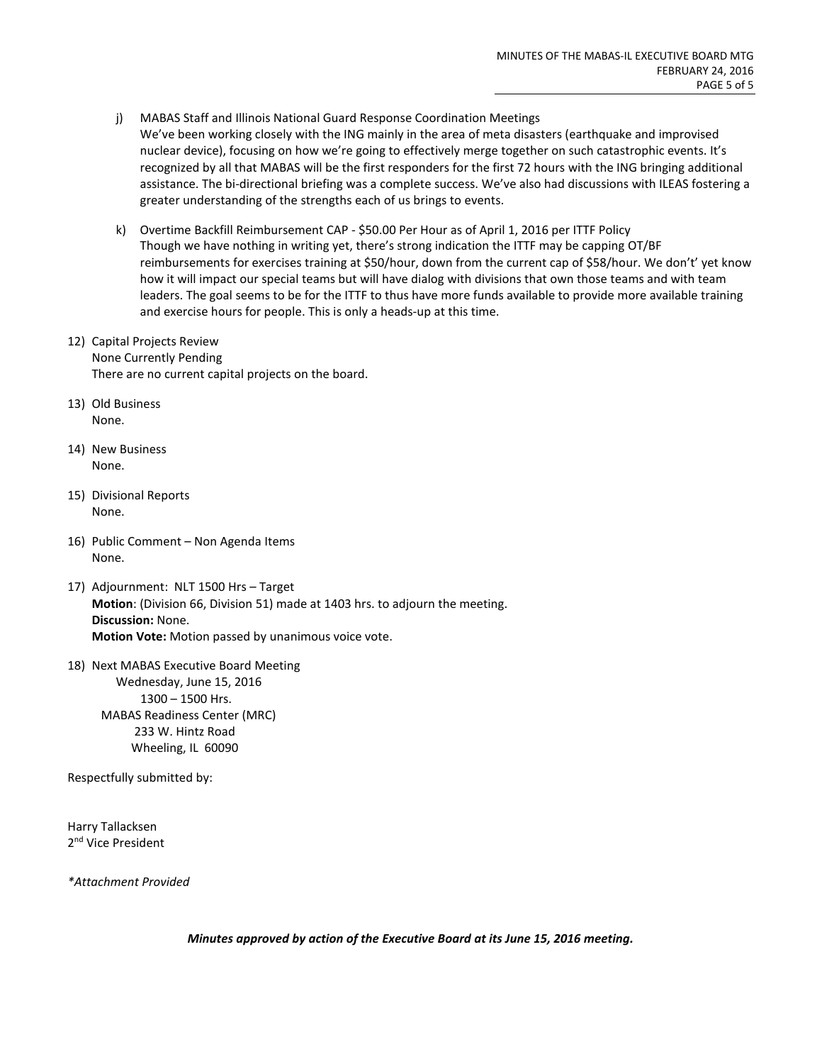j) MABAS Staff and Illinois National Guard Response Coordination Meetings
We've been working closely with the ING mainly in the area of meta disasters (earthquake and improvised nuclear device), focusing on how we're going to effectively merge together on such catastrophic events. It's recognized by all that MABAS will be the first responders for the first 72 hours with the ING bringing additional assistance. The bi-directional briefing was a complete success. We've also had discussions with ILEAS fostering a greater understanding of the strengths each of us brings to events.

k) Overtime Backfill Reimbursement CAP - $50.00 Per Hour as of April 1, 2016 per ITTF Policy
Though we have nothing in writing yet, there's strong indication the ITTF may be capping OT/BF reimbursements for exercises training at $50/hour, down from the current cap of $58/hour. We don't' yet know how it will impact our special teams but will have dialog with divisions that own those teams and with team leaders. The goal seems to be for the ITTF to thus have more funds available to provide more available training and exercise hours for people. This is only a heads-up at this time.

12) Capital Projects Review
None Currently Pending
There are no current capital projects on the board.

13) Old Business
None.

14) New Business
None.

15) Divisional Reports
None.

16) Public Comment – Non Agenda Items
None.

17) Adjournment: NLT 1500 Hrs – Target
**Motion**: (Division 66, Division 51) made at 1403 hrs. to adjourn the meeting.
**Discussion:** None.
**Motion Vote:** Motion passed by unanimous voice vote.

18) Next MABAS Executive Board Meeting
Wednesday, June 15, 2016
1300 – 1500 Hrs.
MABAS Readiness Center (MRC)
233 W. Hintz Road
Wheeling, IL 60090

Respectfully submitted by:

Harry Tallacksen
2nd Vice President

*\*Attachment Provided*

***Minutes approved by action of the Executive Board at its June 15, 2016 meeting.***